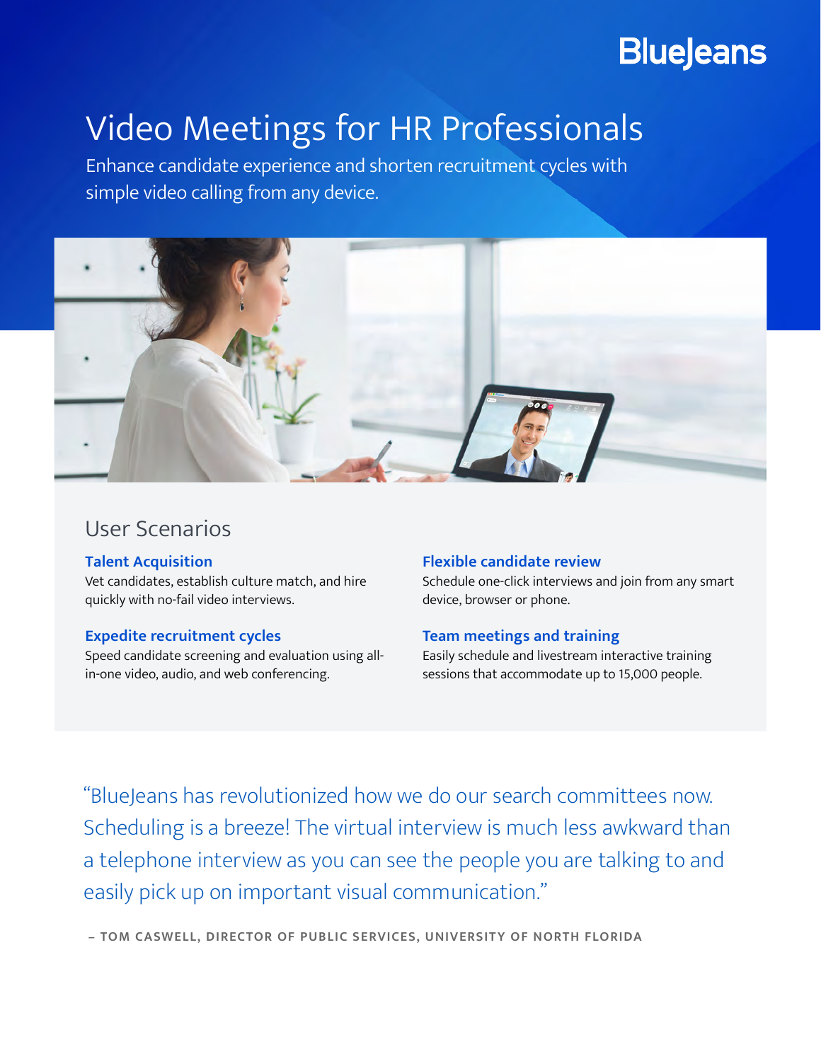BlueJeans

# Video Meetings for HR Professionals

Enhance candidate experience and shorten recruitment cycles with simple video calling from any device.

## User Scenarios

### Talent Acquisition

Vet candidates, establish culture match, and hire quickly with no-fail video interviews.

### Expedite recruitment cycles

Speed candidate screening and evaluation using all-in-one video, audio, and web conferencing.

### Flexible candidate review

Schedule one-click interviews and join from any smart device, browser or phone.

### Team meetings and training

Easily schedule and livestream interactive training sessions that accommodate up to 15,000 people.

> "BlueJeans has revolutionized how we do our search committees now. Scheduling is a breeze! The virtual interview is much less awkward than a telephone interview as you can see the people you are talking to and easily pick up on important visual communication."

– TOM CASWELL, DIRECTOR OF PUBLIC SERVICES, UNIVERSITY OF NORTH FLORIDA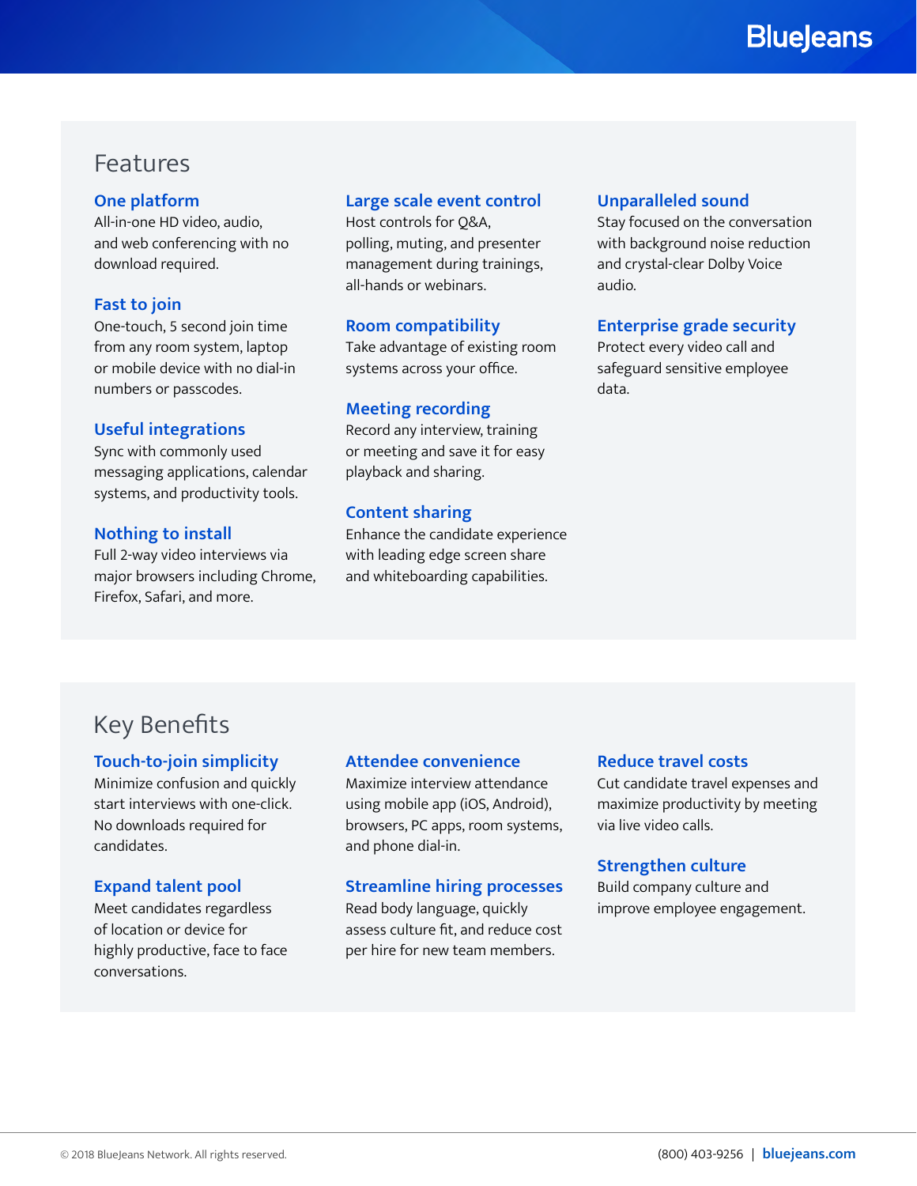## Features

### One platform
All-in-one HD video, audio, and web conferencing with no download required.

### Fast to join
One-touch, 5 second join time from any room system, laptop or mobile device with no dial-in numbers or passcodes.

### Useful integrations
Sync with commonly used messaging applications, calendar systems, and productivity tools.

### Nothing to install
Full 2-way video interviews via major browsers including Chrome, Firefox, Safari, and more.

### Large scale event control
Host controls for Q&A, polling, muting, and presenter management during trainings, all-hands or webinars.

### Room compatibility
Take advantage of existing room systems across your office.

### Meeting recording
Record any interview, training or meeting and save it for easy playback and sharing.

### Content sharing
Enhance the candidate experience with leading edge screen share and whiteboarding capabilities.

### Unparalleled sound
Stay focused on the conversation with background noise reduction and crystal-clear Dolby Voice audio.

### Enterprise grade security
Protect every video call and safeguard sensitive employee data.

## Key Benefits

### Touch-to-join simplicity
Minimize confusion and quickly start interviews with one-click. No downloads required for candidates.

### Expand talent pool
Meet candidates regardless of location or device for highly productive, face to face conversations.

### Attendee convenience
Maximize interview attendance using mobile app (iOS, Android), browsers, PC apps, room systems, and phone dial-in.

### Streamline hiring processes
Read body language, quickly assess culture fit, and reduce cost per hire for new team members.

### Reduce travel costs
Cut candidate travel expenses and maximize productivity by meeting via live video calls.

### Strengthen culture
Build company culture and improve employee engagement.

© 2018 BlueJeans Network. All rights reserved.

(800) 403-9256 | bluejeans.com